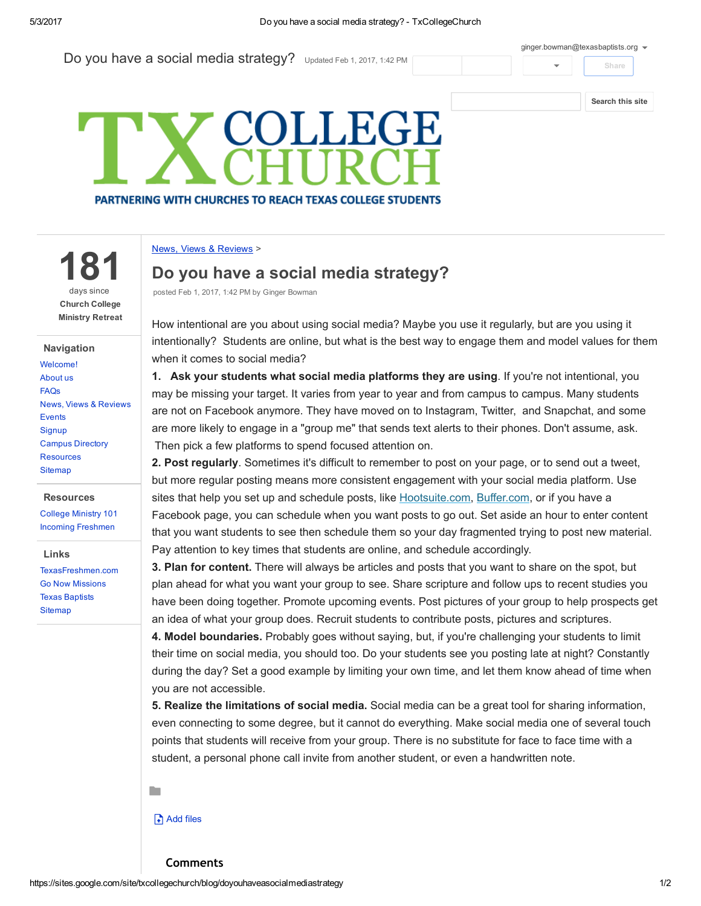Do you have a social media strategy? Updated Feb 1, 2017, 1:42 PM

ginger.bowman@texasbaptists.org

Share

Search this site

TX COLLEGE CHURCH

PARTNERING WITH CHURCHES TO REACH TEXAS COLLEGE STUDENTS

**181**
days since
**Church College Ministry Retreat**

**Navigation**

- Welcome!
- About us
- FAQs
- News, Views & Reviews
- Events
- Signup
- Campus Directory
- Resources
- Sitemap

**Resources**

- College Ministry 101
- Incoming Freshmen

**Links**

- TexasFreshmen.com
- Go Now Missions
- Texas Baptists
- Sitemap

News, Views & Reviews >

# Do you have a social media strategy?

posted Feb 1, 2017, 1:42 PM by Ginger Bowman

How intentional are you about using social media? Maybe you use it regularly, but are you using it intentionally? Students are online, but what is the best way to engage them and model values for them when it comes to social media?

**1. Ask your students what social media platforms they are using**. If you're not intentional, you may be missing your target. It varies from year to year and from campus to campus. Many students are not on Facebook anymore. They have moved on to Instagram, Twitter, and Snapchat, and some are more likely to engage in a "group me" that sends text alerts to their phones. Don't assume, ask. Then pick a few platforms to spend focused attention on.

**2. Post regularly**. Sometimes it's difficult to remember to post on your page, or to send out a tweet, but more regular posting means more consistent engagement with your social media platform. Use sites that help you set up and schedule posts, like Hootsuite.com, Buffer.com, or if you have a Facebook page, you can schedule when you want posts to go out. Set aside an hour to enter content that you want students to see then schedule them so your day fragmented trying to post new material. Pay attention to key times that students are online, and schedule accordingly.

**3. Plan for content.** There will always be articles and posts that you want to share on the spot, but plan ahead for what you want your group to see. Share scripture and follow ups to recent studies you have been doing together. Promote upcoming events. Post pictures of your group to help prospects get an idea of what your group does. Recruit students to contribute posts, pictures and scriptures.

**4. Model boundaries.** Probably goes without saying, but, if you're challenging your students to limit their time on social media, you should too. Do your students see you posting late at night? Constantly during the day? Set a good example by limiting your own time, and let them know ahead of time when you are not accessible.

**5. Realize the limitations of social media.** Social media can be a great tool for sharing information, even connecting to some degree, but it cannot do everything. Make social media one of several touch points that students will receive from your group. There is no substitute for face to face time with a student, a personal phone call invite from another student, or even a handwritten note.

Add files

## Comments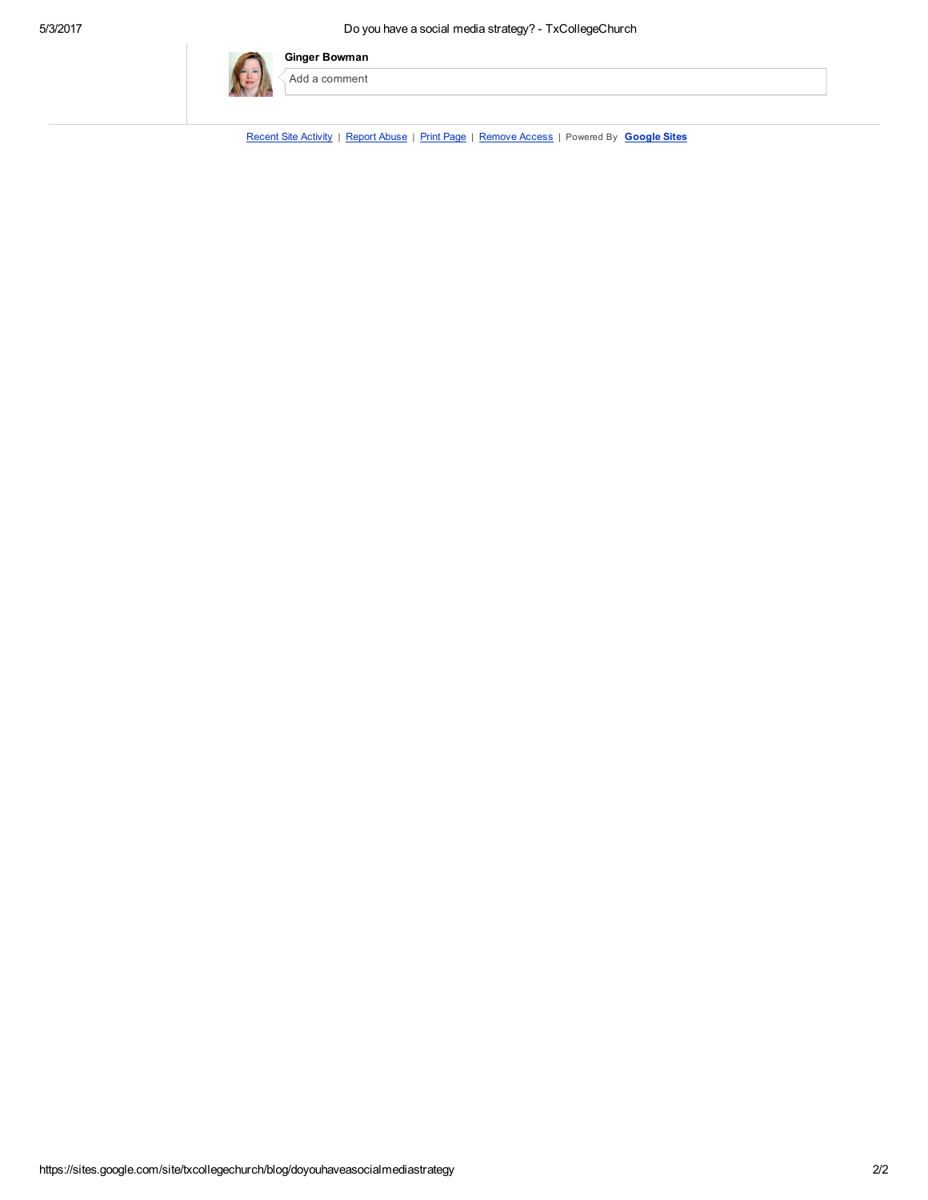**Ginger Bowman**

Add a comment

Recent Site Activity | Report Abuse | Print Page | Remove Access | Powered By **Google Sites**